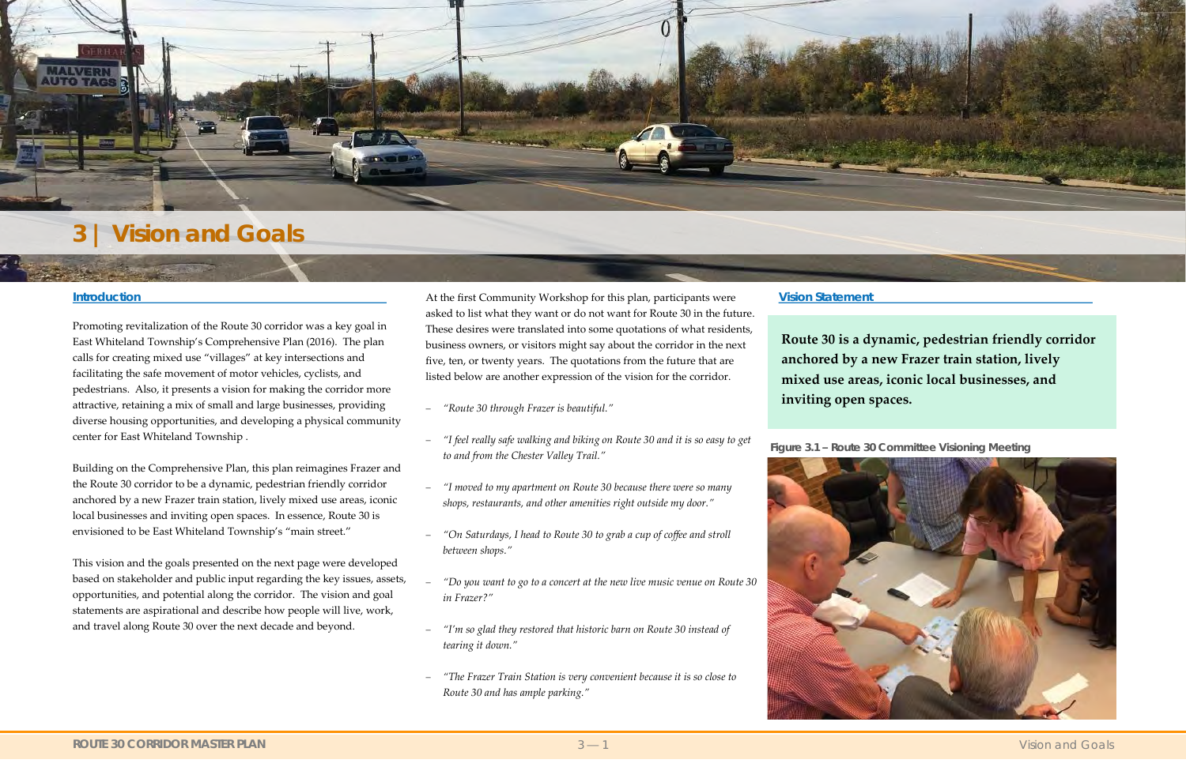# 3 | Vision and Goals

## Introduction

Promoting revitalization of the Route 30 corridor was a key goal in East Whiteland Township's Comprehensive Plan (2016). The plan calls for creating mixed use "villages" at key intersections and facilitating the safe movement of motor vehicles, cyclists, and pedestrians. Also, it presents a vision for making the corridor more attractive, retaining a mix of small and large businesses, providing diverse housing opportunities, and developing a physical community center for East Whiteland Township .

Building on the Comprehensive Plan, this plan reimagines Frazer and the Route 30 corridor to be a dynamic, pedestrian friendly corridor anchored by a new Frazer train station, lively mixed use areas, iconic local businesses and inviting open spaces. In essence, Route 30 is envisioned to be East Whiteland Township's "main street."

This vision and the goals presented on the next page were developed based on stakeholder and public input regarding the key issues, assets, opportunities, and potential along the corridor. The vision and goal statements are aspirational and describe how people will live, work, and travel along Route 30 over the next decade and beyond.

At the first Community Workshop for this plan, participants were asked to list what they want or do not want for Route 30 in the future. These desires were translated into some quotations of what residents, business owners, or visitors might say about the corridor in the next five, ten, or twenty years. The quotations from the future that are listed below are another expression of the vision for the corridor.

- *"Route 30 through Frazer is beautiful."*
- *"I feel really safe walking and biking on Route 30 and it is so easy to get to and from the Chester Valley Trail."*
- *"I moved to my apartment on Route 30 because there were so many shops, restaurants, and other amenities right outside my door."*
- *"On Saturdays, I head to Route 30 to grab a cup of coffee and stroll between shops."*
- *"Do you want to go to a concert at the new live music venue on Route 30 in Frazer?"*
- *"I'm so glad they restored that historic barn on Route 30 instead of tearing it down."*
- *"The Frazer Train Station is very convenient because it is so close to Route 30 and has ample parking."*

## Vision Statement

**Route 30 is a dynamic, pedestrian friendly corridor anchored by a new Frazer train station, lively mixed use areas, iconic local businesses, and inviting open spaces.**

Figure 3.1 – Route 30 Committee Visioning Meeting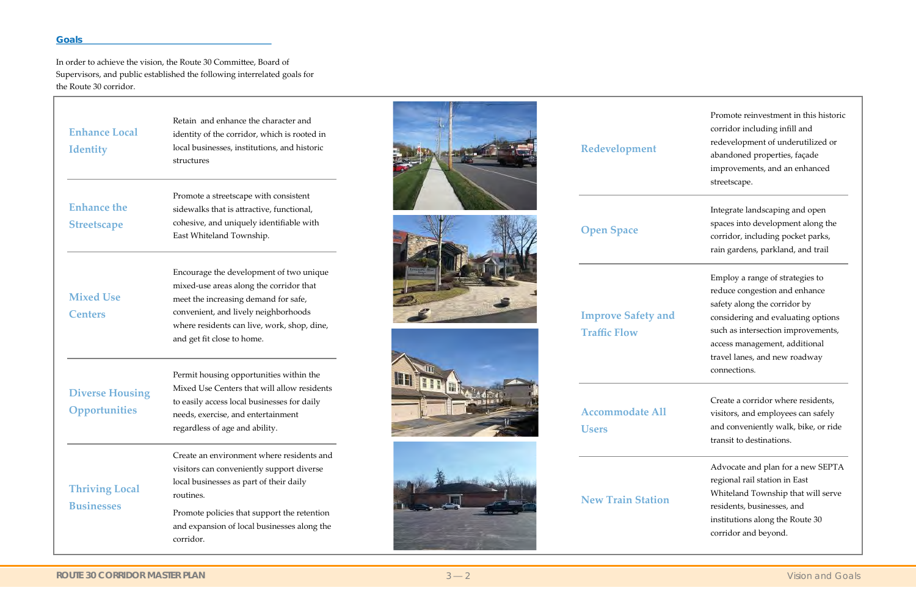## Goals

In order to achieve the vision, the Route 30 Committee, Board of Supervisors, and public established the following interrelated goals for the Route 30 corridor.

| | |
|---|---|
| **Enhance Local Identity** | Retain and enhance the character and identity of the corridor, which is rooted in local businesses, institutions, and historic structures |
| **Enhance the Streetscape** | Promote a streetscape with consistent sidewalks that is attractive, functional, cohesive, and uniquely identifiable with East Whiteland Township. |
| **Mixed Use Centers** | Encourage the development of two unique mixed-use areas along the corridor that meet the increasing demand for safe, convenient, and lively neighborhoods where residents can live, work, shop, dine, and get fit close to home. |
| **Diverse Housing Opportunities** | Permit housing opportunities within the Mixed Use Centers that will allow residents to easily access local businesses for daily needs, exercise, and entertainment regardless of age and ability. |
| **Thriving Local Businesses** | Create an environment where residents and visitors can conveniently support diverse local businesses as part of their daily routines.<br><br>Promote policies that support the retention and expansion of local businesses along the corridor. |
| **Redevelopment** | Promote reinvestment in this historic corridor including infill and redevelopment of underutilized or abandoned properties, façade improvements, and an enhanced streetscape. |
| **Open Space** | Integrate landscaping and open spaces into development along the corridor, including pocket parks, rain gardens, parkland, and trail |
| **Improve Safety and Traffic Flow** | Employ a range of strategies to reduce congestion and enhance safety along the corridor by considering and evaluating options such as intersection improvements, access management, additional travel lanes, and new roadway connections. |
| **Accommodate All Users** | Create a corridor where residents, visitors, and employees can safely and conveniently walk, bike, or ride transit to destinations. |
| **New Train Station** | Advocate and plan for a new SEPTA regional rail station in East Whiteland Township that will serve residents, businesses, and institutions along the Route 30 corridor and beyond. |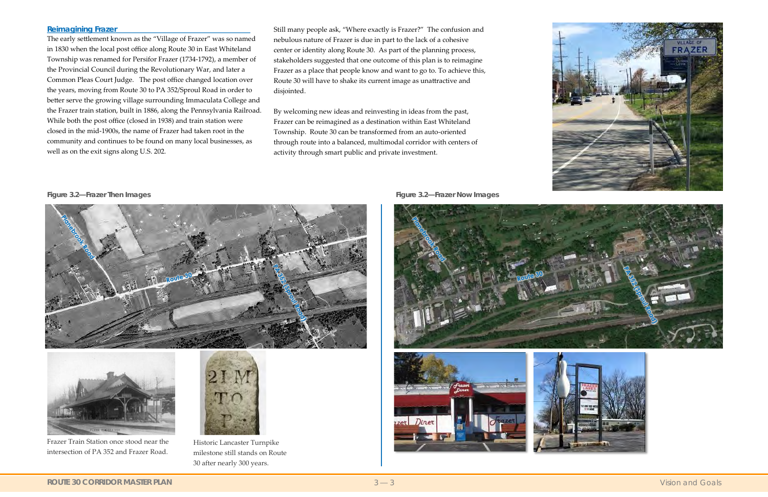## Reimagining Frazer

The early settlement known as the "Village of Frazer" was so named in 1830 when the local post office along Route 30 in East Whiteland Township was renamed for Persifor Frazer (1734-1792), a member of the Provincial Council during the Revolutionary War, and later a Common Pleas Court Judge. The post office changed location over the years, moving from Route 30 to PA 352/Sproul Road in order to better serve the growing village surrounding Immaculata College and the Frazer train station, built in 1886, along the Pennsylvania Railroad. While both the post office (closed in 1938) and train station were closed in the mid-1900s, the name of Frazer had taken root in the community and continues to be found on many local businesses, as well as on the exit signs along U.S. 202.

Still many people ask, "Where exactly is Frazer?" The confusion and nebulous nature of Frazer is due in part to the lack of a cohesive center or identity along Route 30. As part of the planning process, stakeholders suggested that one outcome of this plan is to reimagine Frazer as a place that people know and want to go to. To achieve this, Route 30 will have to shake its current image as unattractive and disjointed.

By welcoming new ideas and reinvesting in ideas from the past, Frazer can be reimagined as a destination within East Whiteland Township. Route 30 can be transformed from an auto-oriented through route into a balanced, multimodal corridor with centers of activity through smart public and private investment.

**Figure 3.2—Frazer Then Images**

Planebrook Road

Route 30

PA 352 (Sproul Road)

Frazer Train Station once stood near the intersection of PA 352 and Frazer Road.

Historic Lancaster Turnpike milestone still stands on Route 30 after nearly 300 years.

**Figure 3.2—Frazer Now Images**

Planebrook Road

Route 30

PA 352 (Sproul Road)